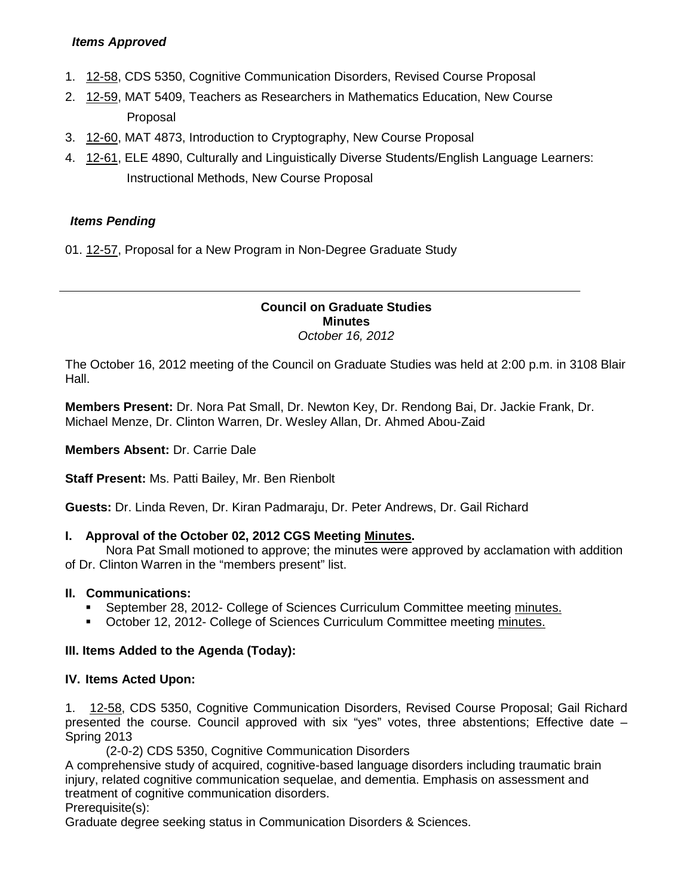### *Items Approved*

1. 12-58, CDS 5350, Cognitive Communication Disorders, Revised Course Proposal
2. 12-59, MAT 5409, Teachers as Researchers in Mathematics Education, New Course Proposal
3. 12-60, MAT 4873, Introduction to Cryptography, New Course Proposal
4. 12-61, ELE 4890, Culturally and Linguistically Diverse Students/English Language Learners: Instructional Methods, New Course Proposal

### *Items Pending*

01. 12-57, Proposal for a New Program in Non-Degree Graduate Study

---

## Council on Graduate Studies
## Minutes
*October 16, 2012*

The October 16, 2012 meeting of the Council on Graduate Studies was held at 2:00 p.m. in 3108 Blair Hall.

**Members Present:** Dr. Nora Pat Small, Dr. Newton Key, Dr. Rendong Bai, Dr. Jackie Frank, Dr. Michael Menze, Dr. Clinton Warren, Dr. Wesley Allan, Dr. Ahmed Abou-Zaid

**Members Absent:** Dr. Carrie Dale

**Staff Present:** Ms. Patti Bailey, Mr. Ben Rienbolt

**Guests:** Dr. Linda Reven, Dr. Kiran Padmaraju, Dr. Peter Andrews, Dr. Gail Richard

### I. Approval of the October 02, 2012 CGS Meeting Minutes.

Nora Pat Small motioned to approve; the minutes were approved by acclamation with addition of Dr. Clinton Warren in the "members present" list.

### II. Communications:

- September 28, 2012- College of Sciences Curriculum Committee meeting minutes.
- October 12, 2012- College of Sciences Curriculum Committee meeting minutes.

### III. Items Added to the Agenda (Today):

### IV. Items Acted Upon:

1. 12-58, CDS 5350, Cognitive Communication Disorders, Revised Course Proposal; Gail Richard presented the course. Council approved with six "yes" votes, three abstentions; Effective date – Spring 2013

(2-0-2) CDS 5350, Cognitive Communication Disorders

A comprehensive study of acquired, cognitive-based language disorders including traumatic brain injury, related cognitive communication sequelae, and dementia. Emphasis on assessment and treatment of cognitive communication disorders.

Prerequisite(s):

Graduate degree seeking status in Communication Disorders & Sciences.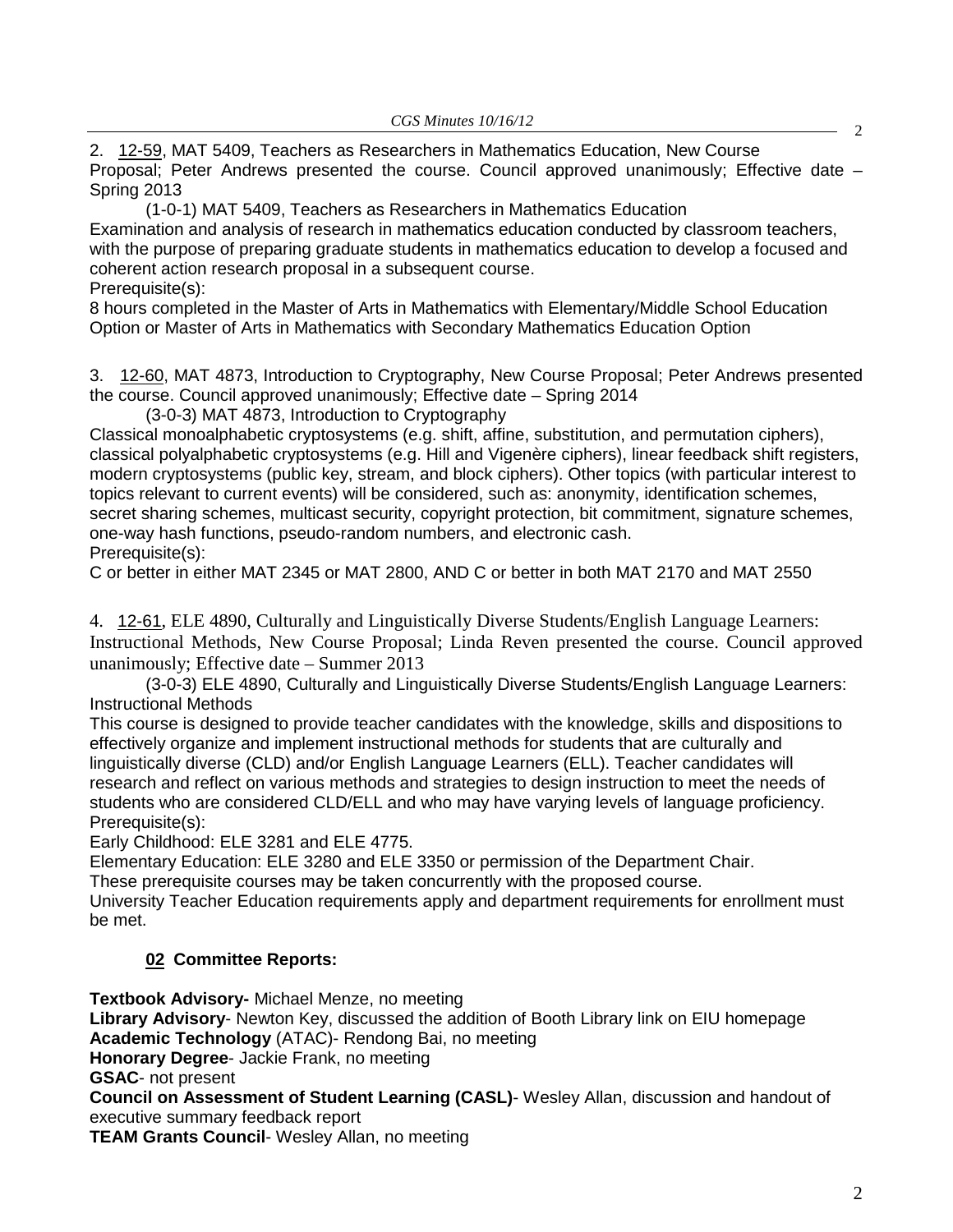2. 12-59, MAT 5409, Teachers as Researchers in Mathematics Education, New Course Proposal; Peter Andrews presented the course. Council approved unanimously; Effective date – Spring 2013

(1-0-1) MAT 5409, Teachers as Researchers in Mathematics Education
Examination and analysis of research in mathematics education conducted by classroom teachers, with the purpose of preparing graduate students in mathematics education to develop a focused and coherent action research proposal in a subsequent course.
Prerequisite(s):
8 hours completed in the Master of Arts in Mathematics with Elementary/Middle School Education Option or Master of Arts in Mathematics with Secondary Mathematics Education Option

3. 12-60, MAT 4873, Introduction to Cryptography, New Course Proposal; Peter Andrews presented the course. Council approved unanimously; Effective date – Spring 2014

(3-0-3) MAT 4873, Introduction to Cryptography
Classical monoalphabetic cryptosystems (e.g. shift, affine, substitution, and permutation ciphers), classical polyalphabetic cryptosystems (e.g. Hill and Vigenère ciphers), linear feedback shift registers, modern cryptosystems (public key, stream, and block ciphers). Other topics (with particular interest to topics relevant to current events) will be considered, such as: anonymity, identification schemes, secret sharing schemes, multicast security, copyright protection, bit commitment, signature schemes, one-way hash functions, pseudo-random numbers, and electronic cash.
Prerequisite(s):
C or better in either MAT 2345 or MAT 2800, AND C or better in both MAT 2170 and MAT 2550

4. 12-61, ELE 4890, Culturally and Linguistically Diverse Students/English Language Learners: Instructional Methods, New Course Proposal; Linda Reven presented the course. Council approved unanimously; Effective date – Summer 2013

(3-0-3) ELE 4890, Culturally and Linguistically Diverse Students/English Language Learners: Instructional Methods
This course is designed to provide teacher candidates with the knowledge, skills and dispositions to effectively organize and implement instructional methods for students that are culturally and linguistically diverse (CLD) and/or English Language Learners (ELL). Teacher candidates will research and reflect on various methods and strategies to design instruction to meet the needs of students who are considered CLD/ELL and who may have varying levels of language proficiency.
Prerequisite(s):
Early Childhood: ELE 3281 and ELE 4775.
Elementary Education: ELE 3280 and ELE 3350 or permission of the Department Chair.
These prerequisite courses may be taken concurrently with the proposed course.
University Teacher Education requirements apply and department requirements for enrollment must be met.

## 02 Committee Reports:

**Textbook Advisory-** Michael Menze, no meeting
**Library Advisory**- Newton Key, discussed the addition of Booth Library link on EIU homepage
**Academic Technology** (ATAC)- Rendong Bai, no meeting
**Honorary Degree**- Jackie Frank, no meeting
**GSAC**- not present
**Council on Assessment of Student Learning (CASL)**- Wesley Allan, discussion and handout of executive summary feedback report
**TEAM Grants Council**- Wesley Allan, no meeting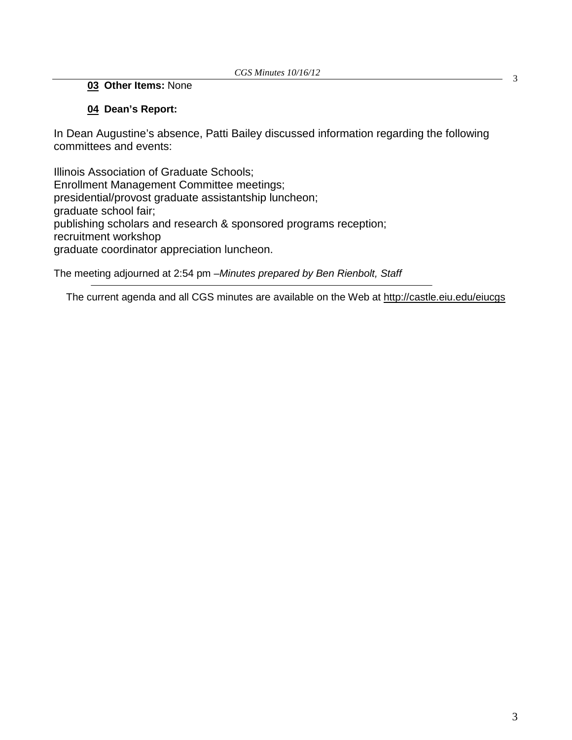**03 Other Items:** None

**04 Dean's Report:**

In Dean Augustine's absence, Patti Bailey discussed information regarding the following committees and events:

Illinois Association of Graduate Schools;
Enrollment Management Committee meetings;
presidential/provost graduate assistantship luncheon;
graduate school fair;
publishing scholars and research & sponsored programs reception;
recruitment workshop
graduate coordinator appreciation luncheon.

The meeting adjourned at 2:54 pm –*Minutes prepared by Ben Rienbolt, Staff*

---

The current agenda and all CGS minutes are available on the Web at http://castle.eiu.edu/eiucgs